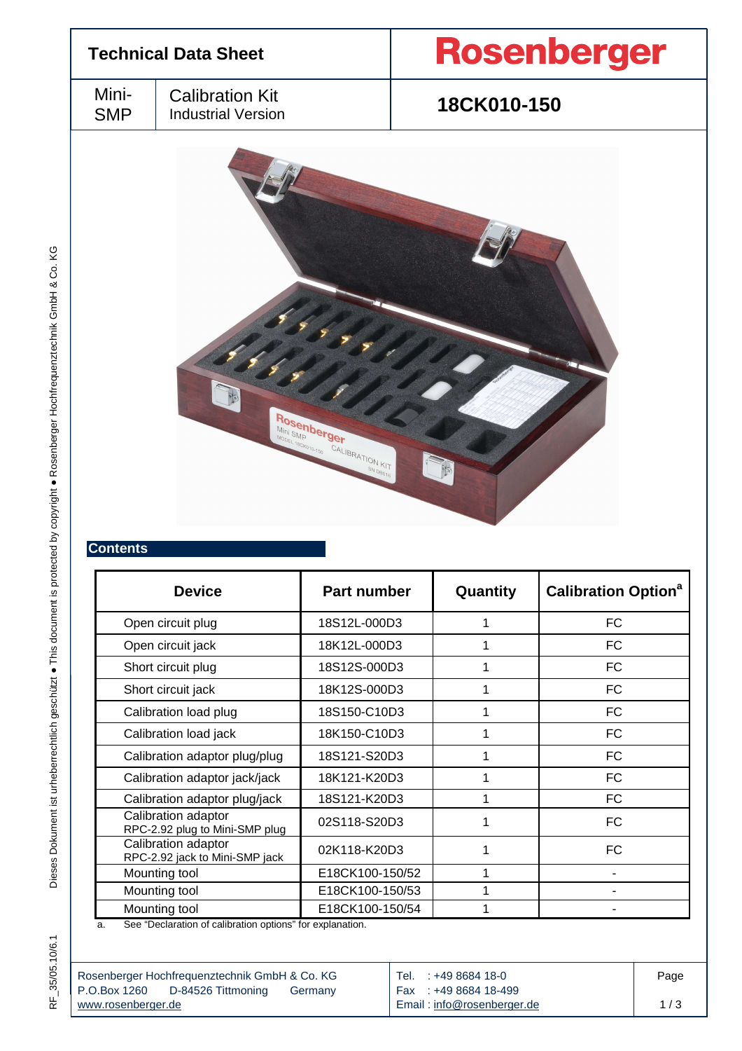# Technical Data Sheet

**Rosenberger**

| Mini-SMP | Calibration Kit Industrial Version | **18CK010-150** |
|---|---|---|

## Contents

| Device | Part number | Quantity | Calibration Option[a] |
|---|---|---|---|
| Open circuit plug | 18S12L-000D3 | 1 | FC |
| Open circuit jack | 18K12L-000D3 | 1 | FC |
| Short circuit plug | 18S12S-000D3 | 1 | FC |
| Short circuit jack | 18K12S-000D3 | 1 | FC |
| Calibration load plug | 18S150-C10D3 | 1 | FC |
| Calibration load jack | 18K150-C10D3 | 1 | FC |
| Calibration adaptor plug/plug | 18S121-S20D3 | 1 | FC |
| Calibration adaptor jack/jack | 18K121-K20D3 | 1 | FC |
| Calibration adaptor plug/jack | 18S121-K20D3 | 1 | FC |
| Calibration adaptor RPC-2.92 plug to Mini-SMP plug | 02S118-S20D3 | 1 | FC |
| Calibration adaptor RPC-2.92 jack to Mini-SMP jack | 02K118-K20D3 | 1 | FC |
| Mounting tool | E18CK100-150/52 | 1 | - |
| Mounting tool | E18CK100-150/53 | 1 | - |
| Mounting tool | E18CK100-150/54 | 1 | - |

a. See “Declaration of calibration options” for explanation.

Rosenberger Hochfrequenztechnik GmbH & Co. KG
P.O.Box 1260 D-84526 Tittmoning Germany
www.rosenberger.de

Tel. : +49 8684 18-0
Fax : +49 8684 18-499
Email : info@rosenberger.de

Dieses Dokument ist urheberrechtlich geschützt ● This document is protected by copyright ● Rosenberger Hochfrequenztechnik GmbH & Co. KG

RF_35/05.10/6.1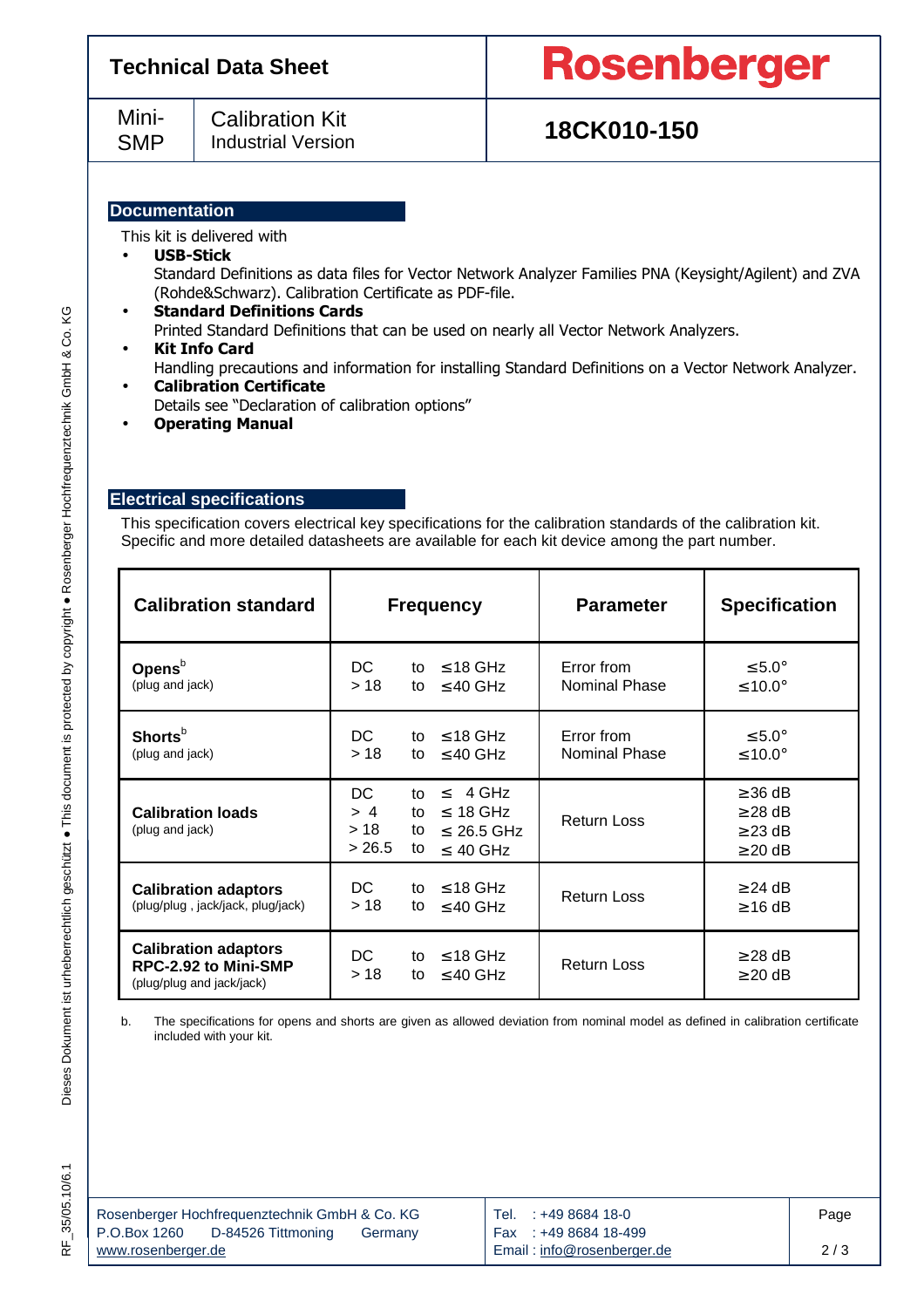## Documentation

This kit is delivered with

- **USB-Stick**
  Standard Definitions as data files for Vector Network Analyzer Families PNA (Keysight/Agilent) and ZVA (Rohde&Schwarz). Calibration Certificate as PDF-file.
- **Standard Definitions Cards**
  Printed Standard Definitions that can be used on nearly all Vector Network Analyzers.
- **Kit Info Card**
  Handling precautions and information for installing Standard Definitions on a Vector Network Analyzer.
- **Calibration Certificate**
  Details see "Declaration of calibration options"
- **Operating Manual**

## Electrical specifications

This specification covers electrical key specifications for the calibration standards of the calibration kit. Specific and more detailed datasheets are available for each kit device among the part number.

| Calibration standard | Frequency | Parameter | Specification |
|---|---|---|---|
| **Opens**[b] (plug and jack) | DC to ≤18 GHz<br>> 18 to ≤40 GHz | Error from Nominal Phase | ≤5.0°<br>≤10.0° |
| **Shorts**[b] (plug and jack) | DC to ≤18 GHz<br>> 18 to ≤40 GHz | Error from Nominal Phase | ≤5.0°<br>≤10.0° |
| **Calibration loads** (plug and jack) | DC to ≤ 4 GHz<br>> 4 to ≤ 18 GHz<br>> 18 to ≤ 26.5 GHz<br>> 26.5 to ≤ 40 GHz | Return Loss | ≥36 dB<br>≥28 dB<br>≥23 dB<br>≥20 dB |
| **Calibration adaptors** (plug/plug , jack/jack, plug/jack) | DC to ≤18 GHz<br>> 18 to ≤40 GHz | Return Loss | ≥24 dB<br>≥16 dB |
| **Calibration adaptors RPC-2.92 to Mini-SMP** (plug/plug and jack/jack) | DC to ≤18 GHz<br>> 18 to ≤40 GHz | Return Loss | ≥28 dB<br>≥20 dB |

b. The specifications for opens and shorts are given as allowed deviation from nominal model as defined in calibration certificate included with your kit.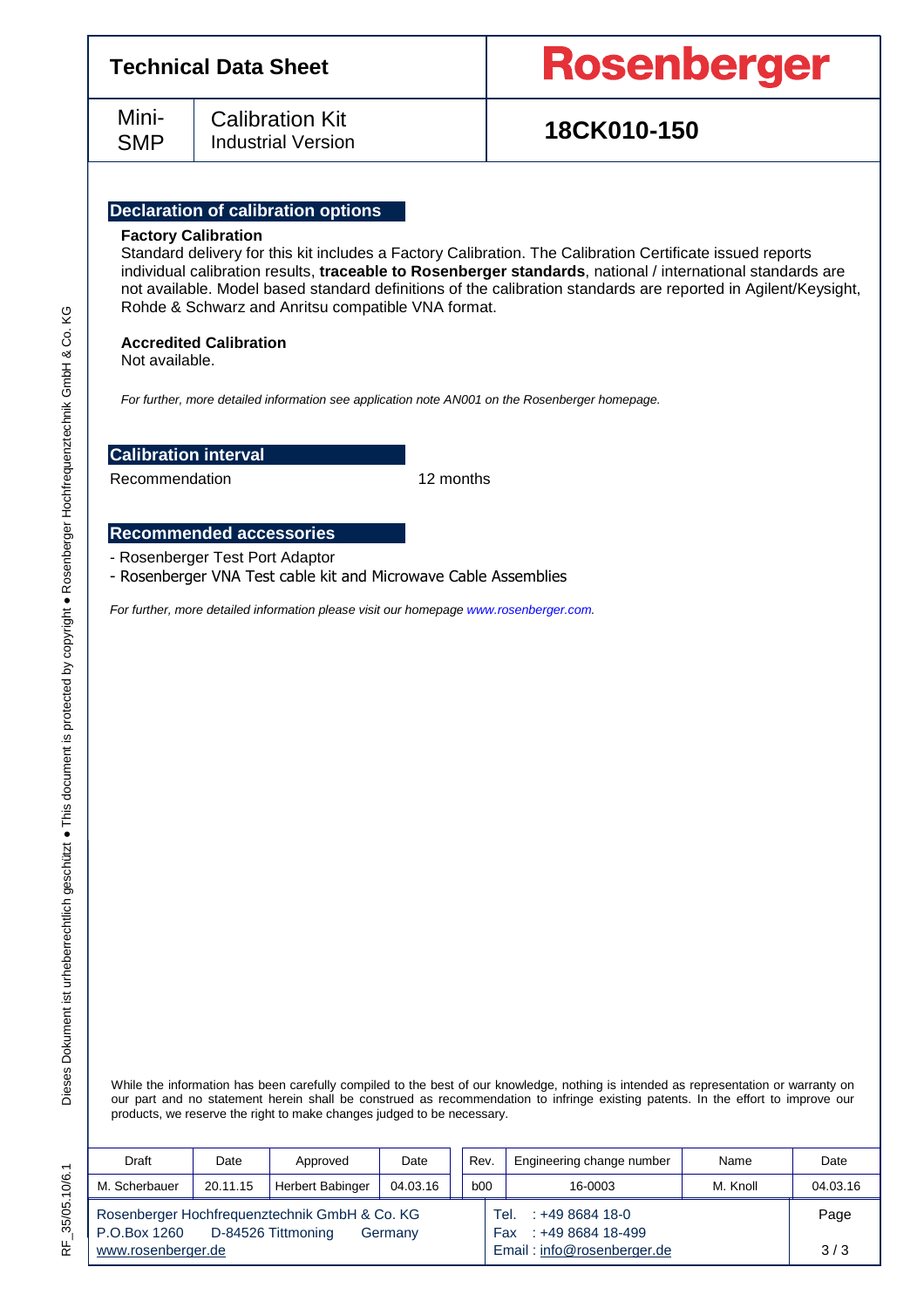| Technical Data Sheet | | Rosenberger |
| --- | --- | --- |
| Mini-SMP | Calibration Kit<br>Industrial Version | **18CK010-150** |

## Declaration of calibration options

**Factory Calibration**

Standard delivery for this kit includes a Factory Calibration. The Calibration Certificate issued reports individual calibration results, **traceable to Rosenberger standards**, national / international standards are not available. Model based standard definitions of the calibration standards are reported in Agilent/Keysight, Rohde & Schwarz and Anritsu compatible VNA format.

**Accredited Calibration**

Not available.

*For further, more detailed information see application note AN001 on the Rosenberger homepage.*

## Calibration interval

| | |
| --- | --- |
| Recommendation | 12 months |

## Recommended accessories

- Rosenberger Test Port Adaptor
- Rosenberger VNA Test cable kit and Microwave Cable Assemblies

*For further, more detailed information please visit our homepage www.rosenberger.com.*

While the information has been carefully compiled to the best of our knowledge, nothing is intended as representation or warranty on our part and no statement herein shall be construed as recommendation to infringe existing patents. In the effort to improve our products, we reserve the right to make changes judged to be necessary.

| Draft | Date | Approved | Date | Rev. | Engineering change number | Name | Date |
| --- | --- | --- | --- | --- | --- | --- | --- |
| M. Scherbauer | 20.11.15 | Herbert Babinger | 04.03.16 | b00 | 16-0003 | M. Knoll | 04.03.16 |

Rosenberger Hochfrequenztechnik GmbH & Co. KG
P.O.Box 1260 D-84526 Tittmoning Germany
www.rosenberger.de

Tel. : +49 8684 18-0
Fax : +49 8684 18-499
Email : info@rosenberger.de

Dieses Dokument ist urheberrechtlich geschützt ● This document is protected by copyright ● Rosenberger Hochfrequenztechnik GmbH & Co. KG

RF_35/05.10/6.1